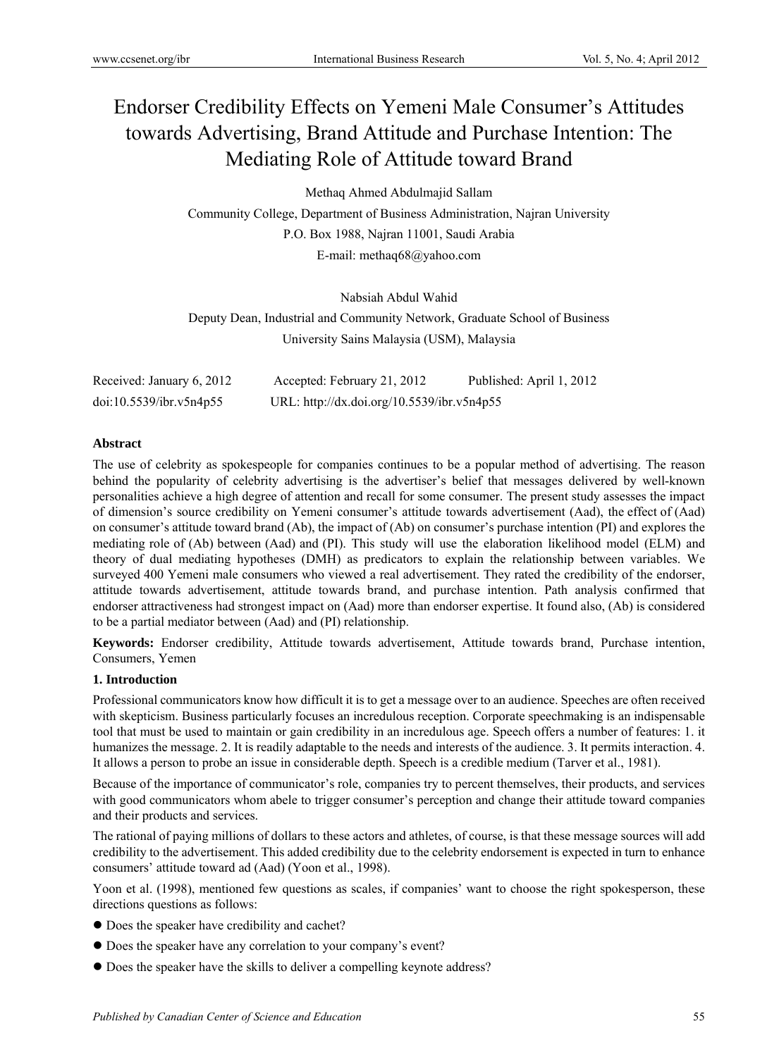# Endorser Credibility Effects on Yemeni Male Consumer's Attitudes towards Advertising, Brand Attitude and Purchase Intention: The Mediating Role of Attitude toward Brand

Methaq Ahmed Abdulmajid Sallam

Community College, Department of Business Administration, Najran University

P.O. Box 1988, Najran 11001, Saudi Arabia

E-mail: methaq68@yahoo.com

Nabsiah Abdul Wahid

Deputy Dean, Industrial and Community Network, Graduate School of Business

University Sains Malaysia (USM), Malaysia

Received: January 6, 2012 Accepted: February 21, 2012 Published: April 1, 2012

doi:10.5539/ibr.v5n4p55 URL: http://dx.doi.org/10.5539/ibr.v5n4p55

**Abstract**

The use of celebrity as spokespeople for companies continues to be a popular method of advertising. The reason behind the popularity of celebrity advertising is the advertiser's belief that messages delivered by well-known personalities achieve a high degree of attention and recall for some consumer. The present study assesses the impact of dimension's source credibility on Yemeni consumer's attitude towards advertisement (Aad), the effect of (Aad) on consumer's attitude toward brand (Ab), the impact of (Ab) on consumer's purchase intention (PI) and explores the mediating role of (Ab) between (Aad) and (PI). This study will use the elaboration likelihood model (ELM) and theory of dual mediating hypotheses (DMH) as predicators to explain the relationship between variables. We surveyed 400 Yemeni male consumers who viewed a real advertisement. They rated the credibility of the endorser, attitude towards advertisement, attitude towards brand, and purchase intention. Path analysis confirmed that endorser attractiveness had strongest impact on (Aad) more than endorser expertise. It found also, (Ab) is considered to be a partial mediator between (Aad) and (PI) relationship.

**Keywords:** Endorser credibility, Attitude towards advertisement, Attitude towards brand, Purchase intention, Consumers, Yemen

## 1. Introduction

Professional communicators know how difficult it is to get a message over to an audience. Speeches are often received with skepticism. Business particularly focuses an incredulous reception. Corporate speechmaking is an indispensable tool that must be used to maintain or gain credibility in an incredulous age. Speech offers a number of features: 1. it humanizes the message. 2. It is readily adaptable to the needs and interests of the audience. 3. It permits interaction. 4. It allows a person to probe an issue in considerable depth. Speech is a credible medium (Tarver et al., 1981).

Because of the importance of communicator's role, companies try to percent themselves, their products, and services with good communicators whom abele to trigger consumer's perception and change their attitude toward companies and their products and services.

The rational of paying millions of dollars to these actors and athletes, of course, is that these message sources will add credibility to the advertisement. This added credibility due to the celebrity endorsement is expected in turn to enhance consumers' attitude toward ad (Aad) (Yoon et al., 1998).

Yoon et al. (1998), mentioned few questions as scales, if companies' want to choose the right spokesperson, these directions questions as follows:

- Does the speaker have credibility and cachet?
- Does the speaker have any correlation to your company's event?
- Does the speaker have the skills to deliver a compelling keynote address?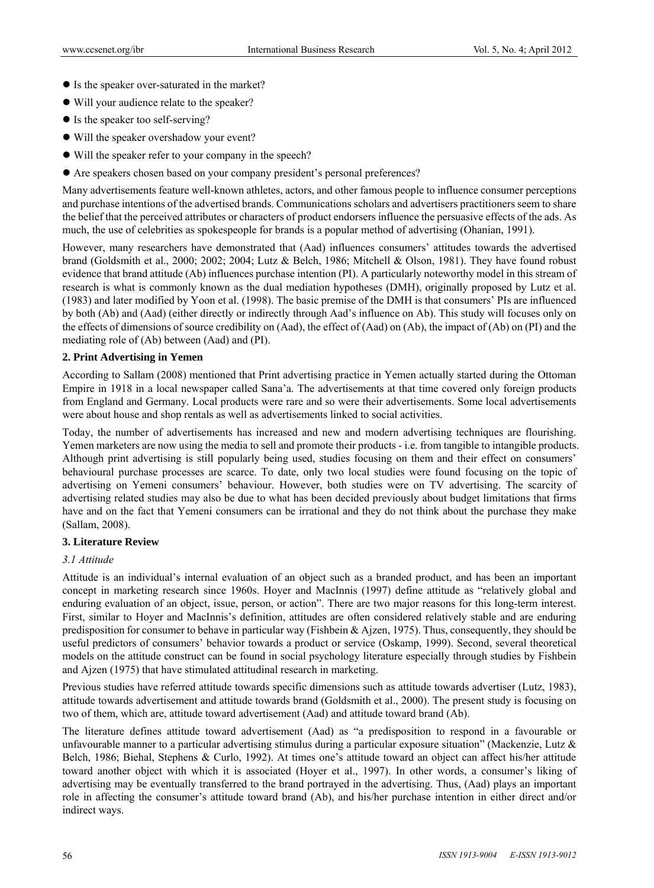- Is the speaker over-saturated in the market?
- Will your audience relate to the speaker?
- Is the speaker too self-serving?
- Will the speaker overshadow your event?
- Will the speaker refer to your company in the speech?
- Are speakers chosen based on your company president's personal preferences?

Many advertisements feature well-known athletes, actors, and other famous people to influence consumer perceptions and purchase intentions of the advertised brands. Communications scholars and advertisers practitioners seem to share the belief that the perceived attributes or characters of product endorsers influence the persuasive effects of the ads. As much, the use of celebrities as spokespeople for brands is a popular method of advertising (Ohanian, 1991).

However, many researchers have demonstrated that (Aad) influences consumers' attitudes towards the advertised brand (Goldsmith et al., 2000; 2002; 2004; Lutz & Belch, 1986; Mitchell & Olson, 1981). They have found robust evidence that brand attitude (Ab) influences purchase intention (PI). A particularly noteworthy model in this stream of research is what is commonly known as the dual mediation hypotheses (DMH), originally proposed by Lutz et al. (1983) and later modified by Yoon et al. (1998). The basic premise of the DMH is that consumers' PIs are influenced by both (Ab) and (Aad) (either directly or indirectly through Aad's influence on Ab). This study will focuses only on the effects of dimensions of source credibility on (Aad), the effect of (Aad) on (Ab), the impact of (Ab) on (PI) and the mediating role of (Ab) between (Aad) and (PI).

## 2. Print Advertising in Yemen

According to Sallam (2008) mentioned that Print advertising practice in Yemen actually started during the Ottoman Empire in 1918 in a local newspaper called Sana'a. The advertisements at that time covered only foreign products from England and Germany. Local products were rare and so were their advertisements. Some local advertisements were about house and shop rentals as well as advertisements linked to social activities.

Today, the number of advertisements has increased and new and modern advertising techniques are flourishing. Yemen marketers are now using the media to sell and promote their products - i.e. from tangible to intangible products. Although print advertising is still popularly being used, studies focusing on them and their effect on consumers' behavioural purchase processes are scarce. To date, only two local studies were found focusing on the topic of advertising on Yemeni consumers' behaviour. However, both studies were on TV advertising. The scarcity of advertising related studies may also be due to what has been decided previously about budget limitations that firms have and on the fact that Yemeni consumers can be irrational and they do not think about the purchase they make (Sallam, 2008).

## 3. Literature Review

### *3.1 Attitude*

Attitude is an individual's internal evaluation of an object such as a branded product, and has been an important concept in marketing research since 1960s. Hoyer and MacInnis (1997) define attitude as "relatively global and enduring evaluation of an object, issue, person, or action". There are two major reasons for this long-term interest. First, similar to Hoyer and MacInnis's definition, attitudes are often considered relatively stable and are enduring predisposition for consumer to behave in particular way (Fishbein & Ajzen, 1975). Thus, consequently, they should be useful predictors of consumers' behavior towards a product or service (Oskamp, 1999). Second, several theoretical models on the attitude construct can be found in social psychology literature especially through studies by Fishbein and Ajzen (1975) that have stimulated attitudinal research in marketing.

Previous studies have referred attitude towards specific dimensions such as attitude towards advertiser (Lutz, 1983), attitude towards advertisement and attitude towards brand (Goldsmith et al., 2000). The present study is focusing on two of them, which are, attitude toward advertisement (Aad) and attitude toward brand (Ab).

The literature defines attitude toward advertisement (Aad) as "a predisposition to respond in a favourable or unfavourable manner to a particular advertising stimulus during a particular exposure situation" (Mackenzie, Lutz & Belch, 1986; Biehal, Stephens & Curlo, 1992). At times one's attitude toward an object can affect his/her attitude toward another object with which it is associated (Hoyer et al., 1997). In other words, a consumer's liking of advertising may be eventually transferred to the brand portrayed in the advertising. Thus, (Aad) plays an important role in affecting the consumer's attitude toward brand (Ab), and his/her purchase intention in either direct and/or indirect ways.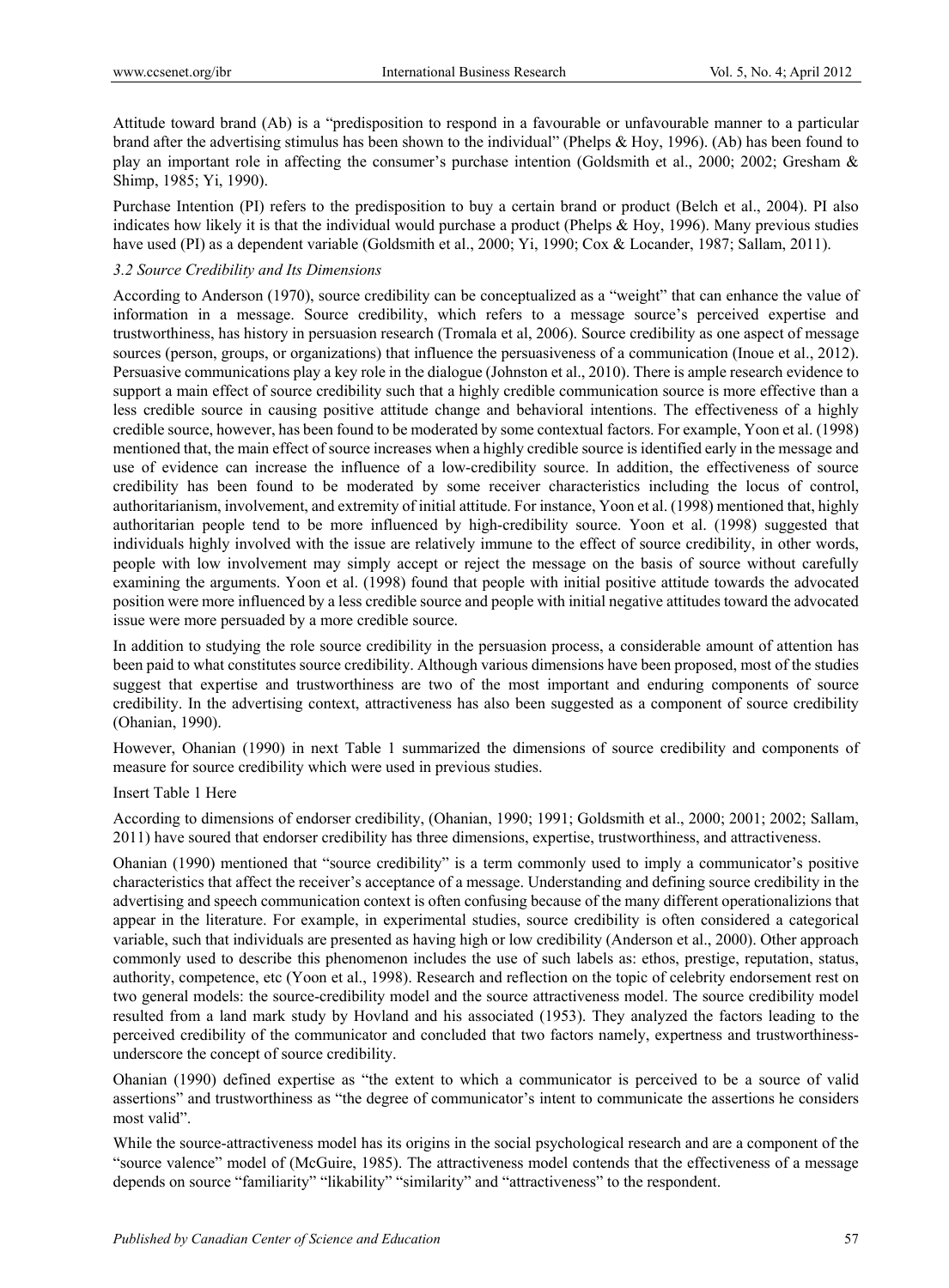Attitude toward brand (Ab) is a "predisposition to respond in a favourable or unfavourable manner to a particular brand after the advertising stimulus has been shown to the individual" (Phelps & Hoy, 1996). (Ab) has been found to play an important role in affecting the consumer's purchase intention (Goldsmith et al., 2000; 2002; Gresham & Shimp, 1985; Yi, 1990).

Purchase Intention (PI) refers to the predisposition to buy a certain brand or product (Belch et al., 2004). PI also indicates how likely it is that the individual would purchase a product (Phelps & Hoy, 1996). Many previous studies have used (PI) as a dependent variable (Goldsmith et al., 2000; Yi, 1990; Cox & Locander, 1987; Sallam, 2011).

*3.2 Source Credibility and Its Dimensions*

According to Anderson (1970), source credibility can be conceptualized as a "weight" that can enhance the value of information in a message. Source credibility, which refers to a message source's perceived expertise and trustworthiness, has history in persuasion research (Tromala et al, 2006). Source credibility as one aspect of message sources (person, groups, or organizations) that influence the persuasiveness of a communication (Inoue et al., 2012). Persuasive communications play a key role in the dialogue (Johnston et al., 2010). There is ample research evidence to support a main effect of source credibility such that a highly credible communication source is more effective than a less credible source in causing positive attitude change and behavioral intentions. The effectiveness of a highly credible source, however, has been found to be moderated by some contextual factors. For example, Yoon et al. (1998) mentioned that, the main effect of source increases when a highly credible source is identified early in the message and use of evidence can increase the influence of a low-credibility source. In addition, the effectiveness of source credibility has been found to be moderated by some receiver characteristics including the locus of control, authoritarianism, involvement, and extremity of initial attitude. For instance, Yoon et al. (1998) mentioned that, highly authoritarian people tend to be more influenced by high-credibility source. Yoon et al. (1998) suggested that individuals highly involved with the issue are relatively immune to the effect of source credibility, in other words, people with low involvement may simply accept or reject the message on the basis of source without carefully examining the arguments. Yoon et al. (1998) found that people with initial positive attitude towards the advocated position were more influenced by a less credible source and people with initial negative attitudes toward the advocated issue were more persuaded by a more credible source.

In addition to studying the role source credibility in the persuasion process, a considerable amount of attention has been paid to what constitutes source credibility. Although various dimensions have been proposed, most of the studies suggest that expertise and trustworthiness are two of the most important and enduring components of source credibility. In the advertising context, attractiveness has also been suggested as a component of source credibility (Ohanian, 1990).

However, Ohanian (1990) in next Table 1 summarized the dimensions of source credibility and components of measure for source credibility which were used in previous studies.

Insert Table 1 Here

According to dimensions of endorser credibility, (Ohanian, 1990; 1991; Goldsmith et al., 2000; 2001; 2002; Sallam, 2011) have soured that endorser credibility has three dimensions, expertise, trustworthiness, and attractiveness.

Ohanian (1990) mentioned that "source credibility" is a term commonly used to imply a communicator's positive characteristics that affect the receiver's acceptance of a message. Understanding and defining source credibility in the advertising and speech communication context is often confusing because of the many different operationalizions that appear in the literature. For example, in experimental studies, source credibility is often considered a categorical variable, such that individuals are presented as having high or low credibility (Anderson et al., 2000). Other approach commonly used to describe this phenomenon includes the use of such labels as: ethos, prestige, reputation, status, authority, competence, etc (Yoon et al., 1998). Research and reflection on the topic of celebrity endorsement rest on two general models: the source-credibility model and the source attractiveness model. The source credibility model resulted from a land mark study by Hovland and his associated (1953). They analyzed the factors leading to the perceived credibility of the communicator and concluded that two factors namely, expertness and trustworthiness-underscore the concept of source credibility.

Ohanian (1990) defined expertise as "the extent to which a communicator is perceived to be a source of valid assertions" and trustworthiness as "the degree of communicator's intent to communicate the assertions he considers most valid".

While the source-attractiveness model has its origins in the social psychological research and are a component of the "source valence" model of (McGuire, 1985). The attractiveness model contends that the effectiveness of a message depends on source "familiarity" "likability" "similarity" and "attractiveness" to the respondent.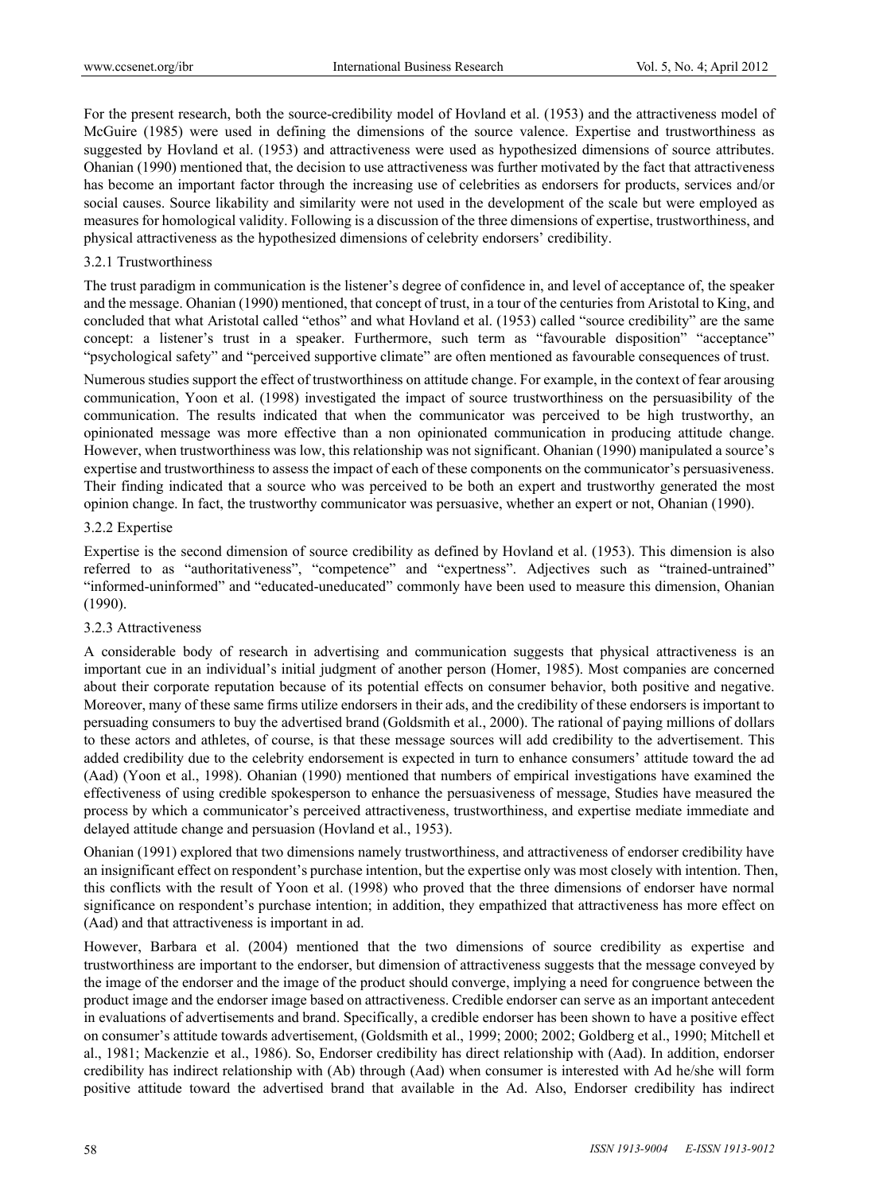For the present research, both the source-credibility model of Hovland et al. (1953) and the attractiveness model of McGuire (1985) were used in defining the dimensions of the source valence. Expertise and trustworthiness as suggested by Hovland et al. (1953) and attractiveness were used as hypothesized dimensions of source attributes. Ohanian (1990) mentioned that, the decision to use attractiveness was further motivated by the fact that attractiveness has become an important factor through the increasing use of celebrities as endorsers for products, services and/or social causes. Source likability and similarity were not used in the development of the scale but were employed as measures for homological validity. Following is a discussion of the three dimensions of expertise, trustworthiness, and physical attractiveness as the hypothesized dimensions of celebrity endorsers' credibility.

### 3.2.1 Trustworthiness

The trust paradigm in communication is the listener's degree of confidence in, and level of acceptance of, the speaker and the message. Ohanian (1990) mentioned, that concept of trust, in a tour of the centuries from Aristotal to King, and concluded that what Aristotal called "ethos" and what Hovland et al. (1953) called "source credibility" are the same concept: a listener's trust in a speaker. Furthermore, such term as "favourable disposition" "acceptance" "psychological safety" and "perceived supportive climate" are often mentioned as favourable consequences of trust.

Numerous studies support the effect of trustworthiness on attitude change. For example, in the context of fear arousing communication, Yoon et al. (1998) investigated the impact of source trustworthiness on the persuasibility of the communication. The results indicated that when the communicator was perceived to be high trustworthy, an opinionated message was more effective than a non opinionated communication in producing attitude change. However, when trustworthiness was low, this relationship was not significant. Ohanian (1990) manipulated a source's expertise and trustworthiness to assess the impact of each of these components on the communicator's persuasiveness. Their finding indicated that a source who was perceived to be both an expert and trustworthy generated the most opinion change. In fact, the trustworthy communicator was persuasive, whether an expert or not, Ohanian (1990).

### 3.2.2 Expertise

Expertise is the second dimension of source credibility as defined by Hovland et al. (1953). This dimension is also referred to as "authoritativeness", "competence" and "expertness". Adjectives such as "trained-untrained" "informed-uninformed" and "educated-uneducated" commonly have been used to measure this dimension, Ohanian (1990).

### 3.2.3 Attractiveness

A considerable body of research in advertising and communication suggests that physical attractiveness is an important cue in an individual's initial judgment of another person (Homer, 1985). Most companies are concerned about their corporate reputation because of its potential effects on consumer behavior, both positive and negative. Moreover, many of these same firms utilize endorsers in their ads, and the credibility of these endorsers is important to persuading consumers to buy the advertised brand (Goldsmith et al., 2000). The rational of paying millions of dollars to these actors and athletes, of course, is that these message sources will add credibility to the advertisement. This added credibility due to the celebrity endorsement is expected in turn to enhance consumers' attitude toward the ad (Aad) (Yoon et al., 1998). Ohanian (1990) mentioned that numbers of empirical investigations have examined the effectiveness of using credible spokesperson to enhance the persuasiveness of message, Studies have measured the process by which a communicator's perceived attractiveness, trustworthiness, and expertise mediate immediate and delayed attitude change and persuasion (Hovland et al., 1953).

Ohanian (1991) explored that two dimensions namely trustworthiness, and attractiveness of endorser credibility have an insignificant effect on respondent's purchase intention, but the expertise only was most closely with intention. Then, this conflicts with the result of Yoon et al. (1998) who proved that the three dimensions of endorser have normal significance on respondent's purchase intention; in addition, they empathized that attractiveness has more effect on (Aad) and that attractiveness is important in ad.

However, Barbara et al. (2004) mentioned that the two dimensions of source credibility as expertise and trustworthiness are important to the endorser, but dimension of attractiveness suggests that the message conveyed by the image of the endorser and the image of the product should converge, implying a need for congruence between the product image and the endorser image based on attractiveness. Credible endorser can serve as an important antecedent in evaluations of advertisements and brand. Specifically, a credible endorser has been shown to have a positive effect on consumer's attitude towards advertisement, (Goldsmith et al., 1999; 2000; 2002; Goldberg et al., 1990; Mitchell et al., 1981; Mackenzie et al., 1986). So, Endorser credibility has direct relationship with (Aad). In addition, endorser credibility has indirect relationship with (Ab) through (Aad) when consumer is interested with Ad he/she will form positive attitude toward the advertised brand that available in the Ad. Also, Endorser credibility has indirect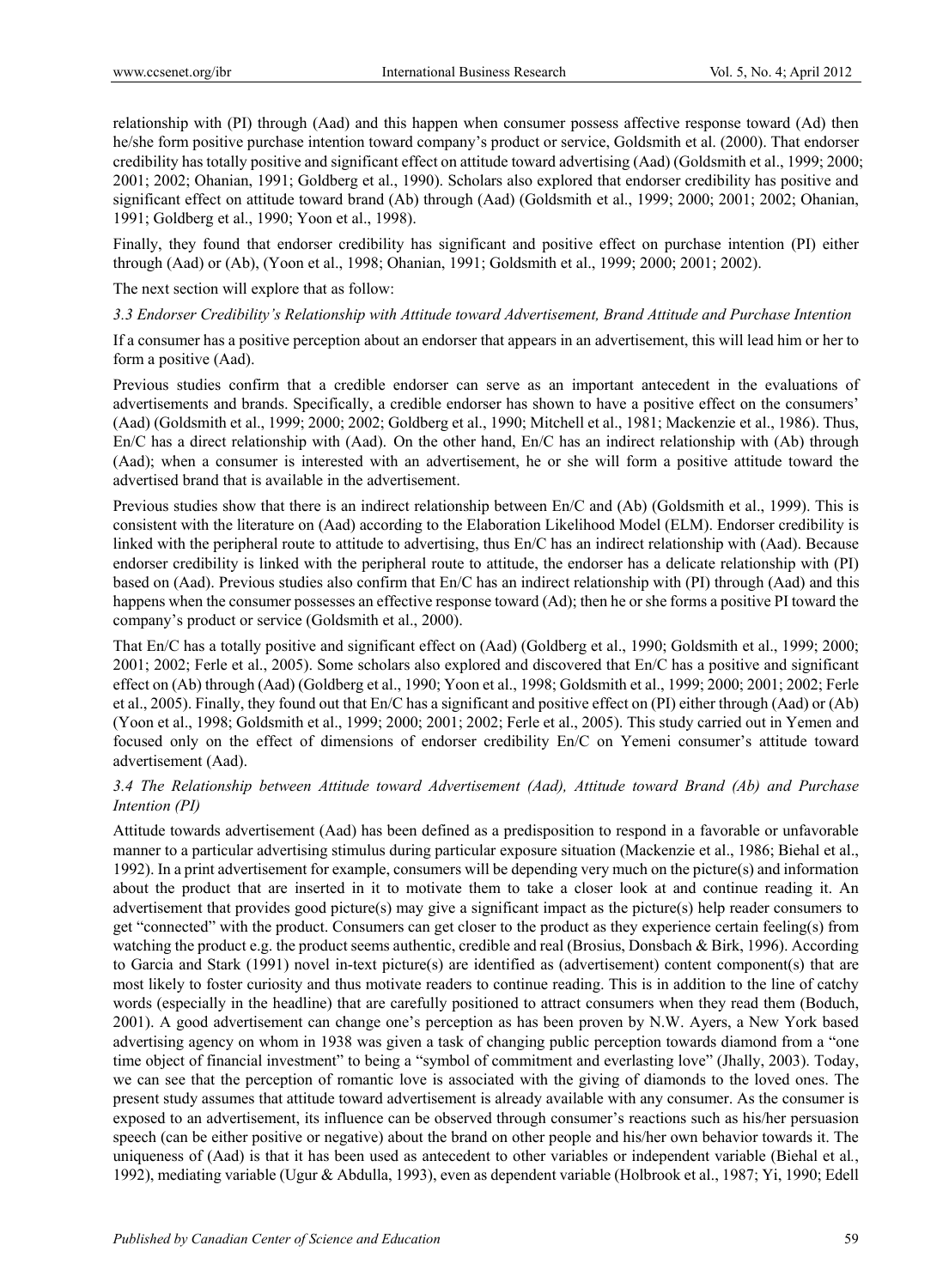relationship with (PI) through (Aad) and this happen when consumer possess affective response toward (Ad) then he/she form positive purchase intention toward company's product or service, Goldsmith et al. (2000). That endorser credibility has totally positive and significant effect on attitude toward advertising (Aad) (Goldsmith et al., 1999; 2000; 2001; 2002; Ohanian, 1991; Goldberg et al., 1990). Scholars also explored that endorser credibility has positive and significant effect on attitude toward brand (Ab) through (Aad) (Goldsmith et al., 1999; 2000; 2001; 2002; Ohanian, 1991; Goldberg et al., 1990; Yoon et al., 1998).

Finally, they found that endorser credibility has significant and positive effect on purchase intention (PI) either through (Aad) or (Ab), (Yoon et al., 1998; Ohanian, 1991; Goldsmith et al., 1999; 2000; 2001; 2002).

The next section will explore that as follow:

### *3.3 Endorser Credibility's Relationship with Attitude toward Advertisement, Brand Attitude and Purchase Intention*

If a consumer has a positive perception about an endorser that appears in an advertisement, this will lead him or her to form a positive (Aad).

Previous studies confirm that a credible endorser can serve as an important antecedent in the evaluations of advertisements and brands. Specifically, a credible endorser has shown to have a positive effect on the consumers' (Aad) (Goldsmith et al., 1999; 2000; 2002; Goldberg et al., 1990; Mitchell et al., 1981; Mackenzie et al., 1986). Thus, En/C has a direct relationship with (Aad). On the other hand, En/C has an indirect relationship with (Ab) through (Aad); when a consumer is interested with an advertisement, he or she will form a positive attitude toward the advertised brand that is available in the advertisement.

Previous studies show that there is an indirect relationship between En/C and (Ab) (Goldsmith et al., 1999). This is consistent with the literature on (Aad) according to the Elaboration Likelihood Model (ELM). Endorser credibility is linked with the peripheral route to attitude to advertising, thus En/C has an indirect relationship with (Aad). Because endorser credibility is linked with the peripheral route to attitude, the endorser has a delicate relationship with (PI) based on (Aad). Previous studies also confirm that En/C has an indirect relationship with (PI) through (Aad) and this happens when the consumer possesses an effective response toward (Ad); then he or she forms a positive PI toward the company's product or service (Goldsmith et al., 2000).

That En/C has a totally positive and significant effect on (Aad) (Goldberg et al., 1990; Goldsmith et al., 1999; 2000; 2001; 2002; Ferle et al., 2005). Some scholars also explored and discovered that En/C has a positive and significant effect on (Ab) through (Aad) (Goldberg et al., 1990; Yoon et al., 1998; Goldsmith et al., 1999; 2000; 2001; 2002; Ferle et al., 2005). Finally, they found out that En/C has a significant and positive effect on (PI) either through (Aad) or (Ab) (Yoon et al., 1998; Goldsmith et al., 1999; 2000; 2001; 2002; Ferle et al., 2005). This study carried out in Yemen and focused only on the effect of dimensions of endorser credibility En/C on Yemeni consumer's attitude toward advertisement (Aad).

### *3.4 The Relationship between Attitude toward Advertisement (Aad), Attitude toward Brand (Ab) and Purchase Intention (PI)*

Attitude towards advertisement (Aad) has been defined as a predisposition to respond in a favorable or unfavorable manner to a particular advertising stimulus during particular exposure situation (Mackenzie et al., 1986; Biehal et al., 1992). In a print advertisement for example, consumers will be depending very much on the picture(s) and information about the product that are inserted in it to motivate them to take a closer look at and continue reading it. An advertisement that provides good picture(s) may give a significant impact as the picture(s) help reader consumers to get "connected" with the product. Consumers can get closer to the product as they experience certain feeling(s) from watching the product e.g. the product seems authentic, credible and real (Brosius, Donsbach & Birk, 1996). According to Garcia and Stark (1991) novel in-text picture(s) are identified as (advertisement) content component(s) that are most likely to foster curiosity and thus motivate readers to continue reading. This is in addition to the line of catchy words (especially in the headline) that are carefully positioned to attract consumers when they read them (Boduch, 2001). A good advertisement can change one's perception as has been proven by N.W. Ayers, a New York based advertising agency on whom in 1938 was given a task of changing public perception towards diamond from a "one time object of financial investment" to being a "symbol of commitment and everlasting love" (Jhally, 2003). Today, we can see that the perception of romantic love is associated with the giving of diamonds to the loved ones. The present study assumes that attitude toward advertisement is already available with any consumer. As the consumer is exposed to an advertisement, its influence can be observed through consumer's reactions such as his/her persuasion speech (can be either positive or negative) about the brand on other people and his/her own behavior towards it. The uniqueness of (Aad) is that it has been used as antecedent to other variables or independent variable (Biehal et al., 1992), mediating variable (Ugur & Abdulla, 1993), even as dependent variable (Holbrook et al., 1987; Yi, 1990; Edell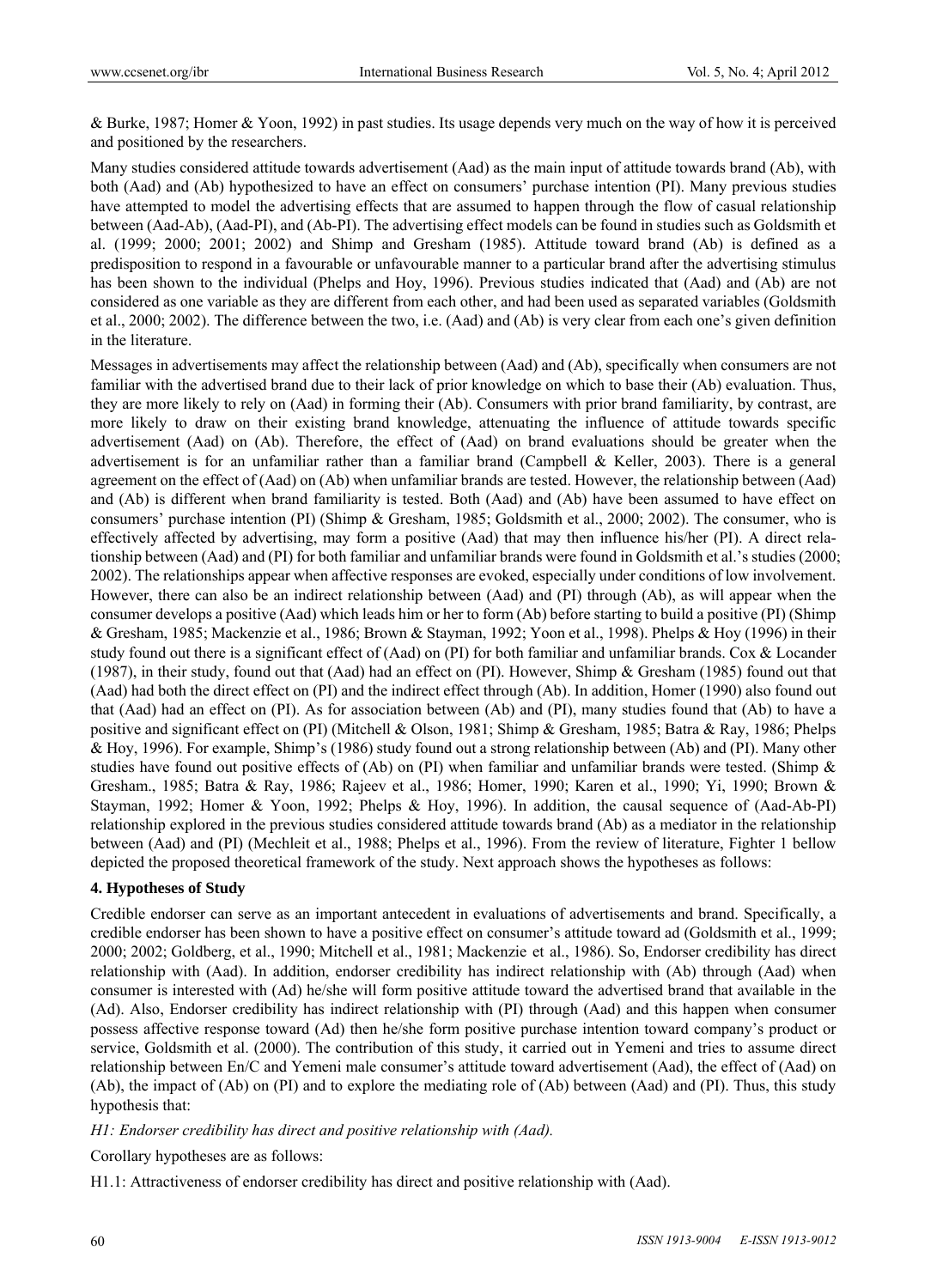& Burke, 1987; Homer & Yoon, 1992) in past studies. Its usage depends very much on the way of how it is perceived and positioned by the researchers.

Many studies considered attitude towards advertisement (Aad) as the main input of attitude towards brand (Ab), with both (Aad) and (Ab) hypothesized to have an effect on consumers' purchase intention (PI). Many previous studies have attempted to model the advertising effects that are assumed to happen through the flow of casual relationship between (Aad-Ab), (Aad-PI), and (Ab-PI). The advertising effect models can be found in studies such as Goldsmith et al. (1999; 2000; 2001; 2002) and Shimp and Gresham (1985). Attitude toward brand (Ab) is defined as a predisposition to respond in a favourable or unfavourable manner to a particular brand after the advertising stimulus has been shown to the individual (Phelps and Hoy, 1996). Previous studies indicated that (Aad) and (Ab) are not considered as one variable as they are different from each other, and had been used as separated variables (Goldsmith et al., 2000; 2002). The difference between the two, i.e. (Aad) and (Ab) is very clear from each one's given definition in the literature.

Messages in advertisements may affect the relationship between (Aad) and (Ab), specifically when consumers are not familiar with the advertised brand due to their lack of prior knowledge on which to base their (Ab) evaluation. Thus, they are more likely to rely on (Aad) in forming their (Ab). Consumers with prior brand familiarity, by contrast, are more likely to draw on their existing brand knowledge, attenuating the influence of attitude towards specific advertisement (Aad) on (Ab). Therefore, the effect of (Aad) on brand evaluations should be greater when the advertisement is for an unfamiliar rather than a familiar brand (Campbell & Keller, 2003). There is a general agreement on the effect of (Aad) on (Ab) when unfamiliar brands are tested. However, the relationship between (Aad) and (Ab) is different when brand familiarity is tested. Both (Aad) and (Ab) have been assumed to have effect on consumers' purchase intention (PI) (Shimp & Gresham, 1985; Goldsmith et al., 2000; 2002). The consumer, who is effectively affected by advertising, may form a positive (Aad) that may then influence his/her (PI). A direct relationship between (Aad) and (PI) for both familiar and unfamiliar brands were found in Goldsmith et al.'s studies (2000; 2002). The relationships appear when affective responses are evoked, especially under conditions of low involvement. However, there can also be an indirect relationship between (Aad) and (PI) through (Ab), as will appear when the consumer develops a positive (Aad) which leads him or her to form (Ab) before starting to build a positive (PI) (Shimp & Gresham, 1985; Mackenzie et al., 1986; Brown & Stayman, 1992; Yoon et al., 1998). Phelps & Hoy (1996) in their study found out there is a significant effect of (Aad) on (PI) for both familiar and unfamiliar brands. Cox & Locander (1987), in their study, found out that (Aad) had an effect on (PI). However, Shimp & Gresham (1985) found out that (Aad) had both the direct effect on (PI) and the indirect effect through (Ab). In addition, Homer (1990) also found out that (Aad) had an effect on (PI). As for association between (Ab) and (PI), many studies found that (Ab) to have a positive and significant effect on (PI) (Mitchell & Olson, 1981; Shimp & Gresham, 1985; Batra & Ray, 1986; Phelps & Hoy, 1996). For example, Shimp's (1986) study found out a strong relationship between (Ab) and (PI). Many other studies have found out positive effects of (Ab) on (PI) when familiar and unfamiliar brands were tested. (Shimp & Gresham., 1985; Batra & Ray, 1986; Rajeev et al., 1986; Homer, 1990; Karen et al., 1990; Yi, 1990; Brown & Stayman, 1992; Homer & Yoon, 1992; Phelps & Hoy, 1996). In addition, the causal sequence of (Aad-Ab-PI) relationship explored in the previous studies considered attitude towards brand (Ab) as a mediator in the relationship between (Aad) and (PI) (Mechleit et al., 1988; Phelps et al., 1996). From the review of literature, Fighter 1 bellow depicted the proposed theoretical framework of the study. Next approach shows the hypotheses as follows:

## 4. Hypotheses of Study

Credible endorser can serve as an important antecedent in evaluations of advertisements and brand. Specifically, a credible endorser has been shown to have a positive effect on consumer's attitude toward ad (Goldsmith et al., 1999; 2000; 2002; Goldberg, et al., 1990; Mitchell et al., 1981; Mackenzie et al., 1986). So, Endorser credibility has direct relationship with (Aad). In addition, endorser credibility has indirect relationship with (Ab) through (Aad) when consumer is interested with (Ad) he/she will form positive attitude toward the advertised brand that available in the (Ad). Also, Endorser credibility has indirect relationship with (PI) through (Aad) and this happen when consumer possess affective response toward (Ad) then he/she form positive purchase intention toward company's product or service, Goldsmith et al. (2000). The contribution of this study, it carried out in Yemeni and tries to assume direct relationship between En/C and Yemeni male consumer's attitude toward advertisement (Aad), the effect of (Aad) on (Ab), the impact of (Ab) on (PI) and to explore the mediating role of (Ab) between (Aad) and (PI). Thus, this study hypothesis that:

*H1: Endorser credibility has direct and positive relationship with (Aad).*

Corollary hypotheses are as follows:

H1.1: Attractiveness of endorser credibility has direct and positive relationship with (Aad).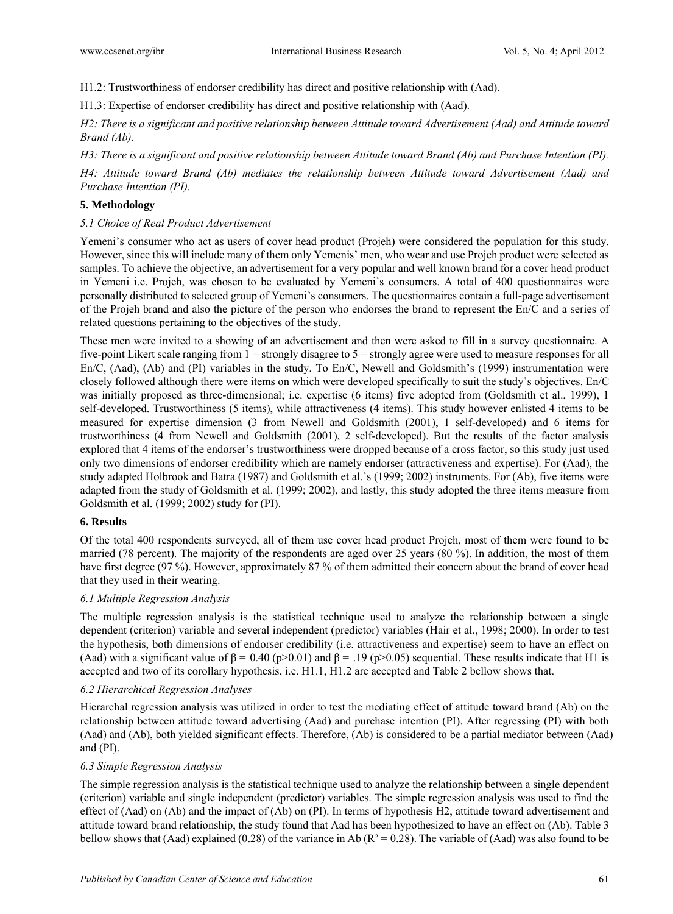H1.2: Trustworthiness of endorser credibility has direct and positive relationship with (Aad).

H1.3: Expertise of endorser credibility has direct and positive relationship with (Aad).

*H2: There is a significant and positive relationship between Attitude toward Advertisement (Aad) and Attitude toward Brand (Ab).*

*H3: There is a significant and positive relationship between Attitude toward Brand (Ab) and Purchase Intention (PI).*

*H4: Attitude toward Brand (Ab) mediates the relationship between Attitude toward Advertisement (Aad) and Purchase Intention (PI).*

## 5. Methodology

### *5.1 Choice of Real Product Advertisement*

Yemeni's consumer who act as users of cover head product (Projeh) were considered the population for this study. However, since this will include many of them only Yemenis' men, who wear and use Projeh product were selected as samples. To achieve the objective, an advertisement for a very popular and well known brand for a cover head product in Yemeni i.e. Projeh, was chosen to be evaluated by Yemeni's consumers. A total of 400 questionnaires were personally distributed to selected group of Yemeni's consumers. The questionnaires contain a full-page advertisement of the Projeh brand and also the picture of the person who endorses the brand to represent the En/C and a series of related questions pertaining to the objectives of the study.

These men were invited to a showing of an advertisement and then were asked to fill in a survey questionnaire. A five-point Likert scale ranging from 1 = strongly disagree to 5 = strongly agree were used to measure responses for all En/C, (Aad), (Ab) and (PI) variables in the study. To En/C, Newell and Goldsmith's (1999) instrumentation were closely followed although there were items on which were developed specifically to suit the study's objectives. En/C was initially proposed as three-dimensional; i.e. expertise (6 items) five adopted from (Goldsmith et al., 1999), 1 self-developed. Trustworthiness (5 items), while attractiveness (4 items). This study however enlisted 4 items to be measured for expertise dimension (3 from Newell and Goldsmith (2001), 1 self-developed) and 6 items for trustworthiness (4 from Newell and Goldsmith (2001), 2 self-developed). But the results of the factor analysis explored that 4 items of the endorser's trustworthiness were dropped because of a cross factor, so this study just used only two dimensions of endorser credibility which are namely endorser (attractiveness and expertise). For (Aad), the study adapted Holbrook and Batra (1987) and Goldsmith et al.'s (1999; 2002) instruments. For (Ab), five items were adapted from the study of Goldsmith et al. (1999; 2002), and lastly, this study adopted the three items measure from Goldsmith et al. (1999; 2002) study for (PI).

## 6. Results

Of the total 400 respondents surveyed, all of them use cover head product Projeh, most of them were found to be married (78 percent). The majority of the respondents are aged over 25 years (80 %). In addition, the most of them have first degree (97 %). However, approximately 87 % of them admitted their concern about the brand of cover head that they used in their wearing.

### *6.1 Multiple Regression Analysis*

The multiple regression analysis is the statistical technique used to analyze the relationship between a single dependent (criterion) variable and several independent (predictor) variables (Hair et al., 1998; 2000). In order to test the hypothesis, both dimensions of endorser credibility (i.e. attractiveness and expertise) seem to have an effect on (Aad) with a significant value of $\beta = 0.40$ ($p>0.01$) and $\beta = .19$ ($p>0.05$) sequential. These results indicate that H1 is accepted and two of its corollary hypothesis, i.e. H1.1, H1.2 are accepted and Table 2 bellow shows that.

### *6.2 Hierarchical Regression Analyses*

Hierarchal regression analysis was utilized in order to test the mediating effect of attitude toward brand (Ab) on the relationship between attitude toward advertising (Aad) and purchase intention (PI). After regressing (PI) with both (Aad) and (Ab), both yielded significant effects. Therefore, (Ab) is considered to be a partial mediator between (Aad) and (PI).

### *6.3 Simple Regression Analysis*

The simple regression analysis is the statistical technique used to analyze the relationship between a single dependent (criterion) variable and single independent (predictor) variables. The simple regression analysis was used to find the effect of (Aad) on (Ab) and the impact of (Ab) on (PI). In terms of hypothesis H2, attitude toward advertisement and attitude toward brand relationship, the study found that Aad has been hypothesized to have an effect on (Ab). Table 3 bellow shows that (Aad) explained (0.28) of the variance in Ab ($R^2 = 0.28$). The variable of (Aad) was also found to be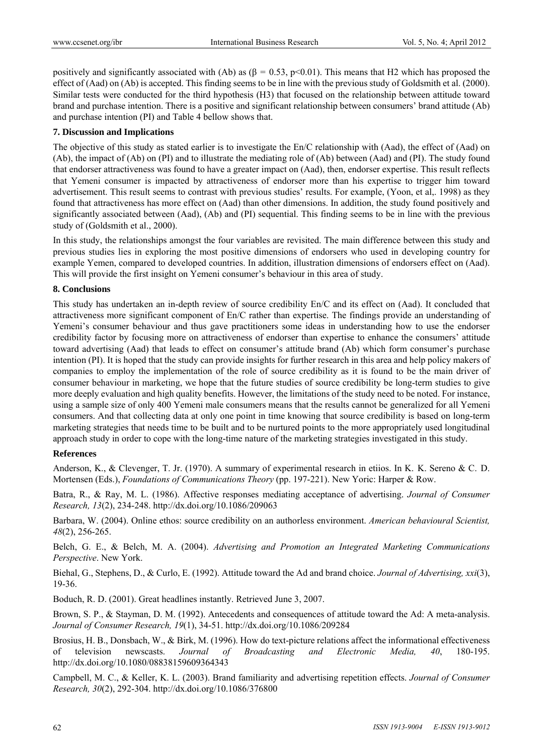positively and significantly associated with (Ab) as ($\beta = 0.53$, $p<0.01$). This means that H2 which has proposed the effect of (Aad) on (Ab) is accepted. This finding seems to be in line with the previous study of Goldsmith et al. (2000). Similar tests were conducted for the third hypothesis (H3) that focused on the relationship between attitude toward brand and purchase intention. There is a positive and significant relationship between consumers' brand attitude (Ab) and purchase intention (PI) and Table 4 bellow shows that.

## 7. Discussion and Implications

The objective of this study as stated earlier is to investigate the En/C relationship with (Aad), the effect of (Aad) on (Ab), the impact of (Ab) on (PI) and to illustrate the mediating role of (Ab) between (Aad) and (PI). The study found that endorser attractiveness was found to have a greater impact on (Aad), then, endorser expertise. This result reflects that Yemeni consumer is impacted by attractiveness of endorser more than his expertise to trigger him toward advertisement. This result seems to contrast with previous studies' results. For example, (Yoon, et al,. 1998) as they found that attractiveness has more effect on (Aad) than other dimensions. In addition, the study found positively and significantly associated between (Aad), (Ab) and (PI) sequential. This finding seems to be in line with the previous study of (Goldsmith et al., 2000).

In this study, the relationships amongst the four variables are revisited. The main difference between this study and previous studies lies in exploring the most positive dimensions of endorsers who used in developing country for example Yemen, compared to developed countries. In addition, illustration dimensions of endorsers effect on (Aad). This will provide the first insight on Yemeni consumer's behaviour in this area of study.

## 8. Conclusions

This study has undertaken an in-depth review of source credibility En/C and its effect on (Aad). It concluded that attractiveness more significant component of En/C rather than expertise. The findings provide an understanding of Yemeni's consumer behaviour and thus gave practitioners some ideas in understanding how to use the endorser credibility factor by focusing more on attractiveness of endorser than expertise to enhance the consumers' attitude toward advertising (Aad) that leads to effect on consumer's attitude brand (Ab) which form consumer's purchase intention (PI). It is hoped that the study can provide insights for further research in this area and help policy makers of companies to employ the implementation of the role of source credibility as it is found to be the main driver of consumer behaviour in marketing, we hope that the future studies of source credibility be long-term studies to give more deeply evaluation and high quality benefits. However, the limitations of the study need to be noted. For instance, using a sample size of only 400 Yemeni male consumers means that the results cannot be generalized for all Yemeni consumers. And that collecting data at only one point in time knowing that source credibility is based on long-term marketing strategies that needs time to be built and to be nurtured points to the more appropriately used longitudinal approach study in order to cope with the long-time nature of the marketing strategies investigated in this study.

## References

Anderson, K., & Clevenger, T. Jr. (1970). A summary of experimental research in etiios. In K. K. Sereno & C. D. Mortensen (Eds.), *Foundations of Communications Theory* (pp. 197-221). New Yoric: Harper & Row.

Batra, R., & Ray, M. L. (1986). Affective responses mediating acceptance of advertising. *Journal of Consumer Research, 13*(2), 234-248. http://dx.doi.org/10.1086/209063

Barbara, W. (2004). Online ethos: source credibility on an authorless environment. *American behavioural Scientist, 48*(2), 256-265.

Belch, G. E., & Belch, M. A. (2004). *Advertising and Promotion an Integrated Marketing Communications Perspective*. New York.

Biehal, G., Stephens, D., & Curlo, E. (1992). Attitude toward the Ad and brand choice. *Journal of Advertising, xxi*(3), 19-36.

Boduch, R. D. (2001). Great headlines instantly. Retrieved June 3, 2007.

Brown, S. P., & Stayman, D. M. (1992). Antecedents and consequences of attitude toward the Ad: A meta-analysis. *Journal of Consumer Research, 19*(1), 34-51. http://dx.doi.org/10.1086/209284

Brosius, H. B., Donsbach, W., & Birk, M. (1996). How do text-picture relations affect the informational effectiveness of television newscasts. *Journal of Broadcasting and Electronic Media, 40*, 180-195. http://dx.doi.org/10.1080/08838159609364343

Campbell, M. C., & Keller, K. L. (2003). Brand familiarity and advertising repetition effects. *Journal of Consumer Research, 30*(2), 292-304. http://dx.doi.org/10.1086/376800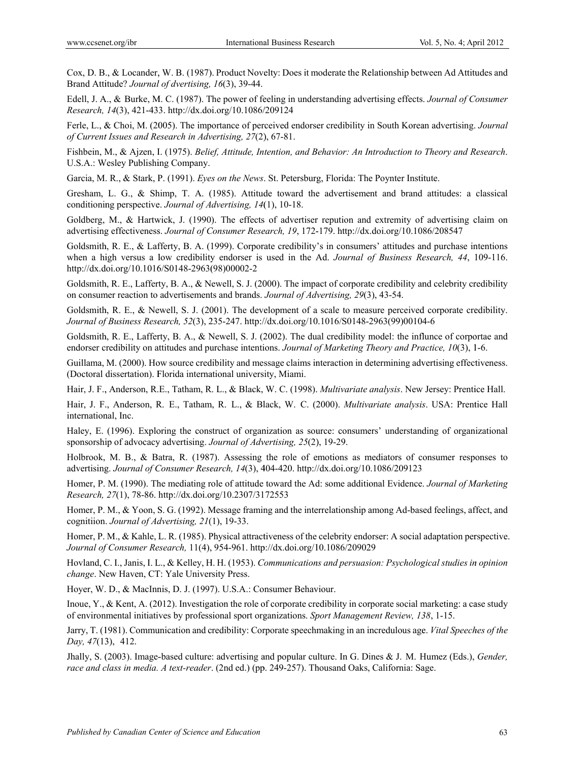Cox, D. B., & Locander, W. B. (1987). Product Novelty: Does it moderate the Relationship between Ad Attitudes and Brand Attitude? *Journal of dvertising, 16*(3), 39-44.

Edell, J. A., & Burke, M. C. (1987). The power of feeling in understanding advertising effects. *Journal of Consumer Research, 14*(3), 421-433. http://dx.doi.org/10.1086/209124

Ferle, L., & Choi, M. (2005). The importance of perceived endorser credibility in South Korean advertising. *Journal of Current Issues and Research in Advertising, 27*(2), 67-81.

Fishbein, M., & Ajzen, I. (1975). *Belief, Attitude, Intention, and Behavior: An Introduction to Theory and Research*. U.S.A.: Wesley Publishing Company.

Garcia, M. R., & Stark, P. (1991). *Eyes on the News*. St. Petersburg, Florida: The Poynter Institute.

Gresham, L. G., & Shimp, T. A. (1985). Attitude toward the advertisement and brand attitudes: a classical conditioning perspective. *Journal of Advertising, 14*(1), 10-18.

Goldberg, M., & Hartwick, J. (1990). The effects of advertiser repution and extremity of advertising claim on advertising effectiveness. *Journal of Consumer Research, 19*, 172-179. http://dx.doi.org/10.1086/208547

Goldsmith, R. E., & Lafferty, B. A. (1999). Corporate credibility's in consumers' attitudes and purchase intentions when a high versus a low credibility endorser is used in the Ad. *Journal of Business Research, 44*, 109-116. http://dx.doi.org/10.1016/S0148-2963(98)00002-2

Goldsmith, R. E., Lafferty, B. A., & Newell, S. J. (2000). The impact of corporate credibility and celebrity credibility on consumer reaction to advertisements and brands. *Journal of Advertising, 29*(3), 43-54.

Goldsmith, R. E., & Newell, S. J. (2001). The development of a scale to measure perceived corporate credibility. *Journal of Business Research, 52*(3), 235-247. http://dx.doi.org/10.1016/S0148-2963(99)00104-6

Goldsmith, R. E., Lafferty, B. A., & Newell, S. J. (2002). The dual credibility model: the influnce of corportae and endorser credibility on attitudes and purchase intentions. *Journal of Marketing Theory and Practice, 10*(3), 1-6.

Guillama, M. (2000). How source credibility and message claims interaction in determining advertising effectiveness. (Doctoral dissertation). Florida international university, Miami.

Hair, J. F., Anderson, R.E., Tatham, R. L., & Black, W. C. (1998). *Multivariate analysis*. New Jersey: Prentice Hall.

Hair, J. F., Anderson, R. E., Tatham, R. L., & Black, W. C. (2000). *Multivariate analysis*. USA: Prentice Hall international, Inc.

Haley, E. (1996). Exploring the construct of organization as source: consumers' understanding of organizational sponsorship of advocacy advertising. *Journal of Advertising, 25*(2), 19-29.

Holbrook, M. B., & Batra, R. (1987). Assessing the role of emotions as mediators of consumer responses to advertising. *Journal of Consumer Research, 14*(3), 404-420. http://dx.doi.org/10.1086/209123

Homer, P. M. (1990). The mediating role of attitude toward the Ad: some additional Evidence. *Journal of Marketing Research, 27*(1), 78-86. http://dx.doi.org/10.2307/3172553

Homer, P. M., & Yoon, S. G. (1992). Message framing and the interrelationship among Ad-based feelings, affect, and cognitiion. *Journal of Advertising, 21*(1), 19-33.

Homer, P. M., & Kahle, L. R. (1985). Physical attractiveness of the celebrity endorser: A social adaptation perspective. *Journal of Consumer Research,* 11(4), 954-961. http://dx.doi.org/10.1086/209029

Hovland, C. I., Janis, I. L., & Kelley, H. H. (1953). *Communications and persuasion: Psychological studies in opinion change*. New Haven, CT: Yale University Press.

Hoyer, W. D., & MacInnis, D. J. (1997). U.S.A.: Consumer Behaviour.

Inoue, Y., & Kent, A. (2012). Investigation the role of corporate credibility in corporate social marketing: a case study of environmental initiatives by professional sport organizations. *Sport Management Review, 138*, 1-15.

Jarry, T. (1981). Communication and credibility: Corporate speechmaking in an incredulous age. *Vital Speeches of the Day, 47*(13), 412.

Jhally, S. (2003). Image-based culture: advertising and popular culture. In G. Dines & J. M. Humez (Eds.), *Gender, race and class in media. A text-reader*. (2nd ed.) (pp. 249-257). Thousand Oaks, California: Sage.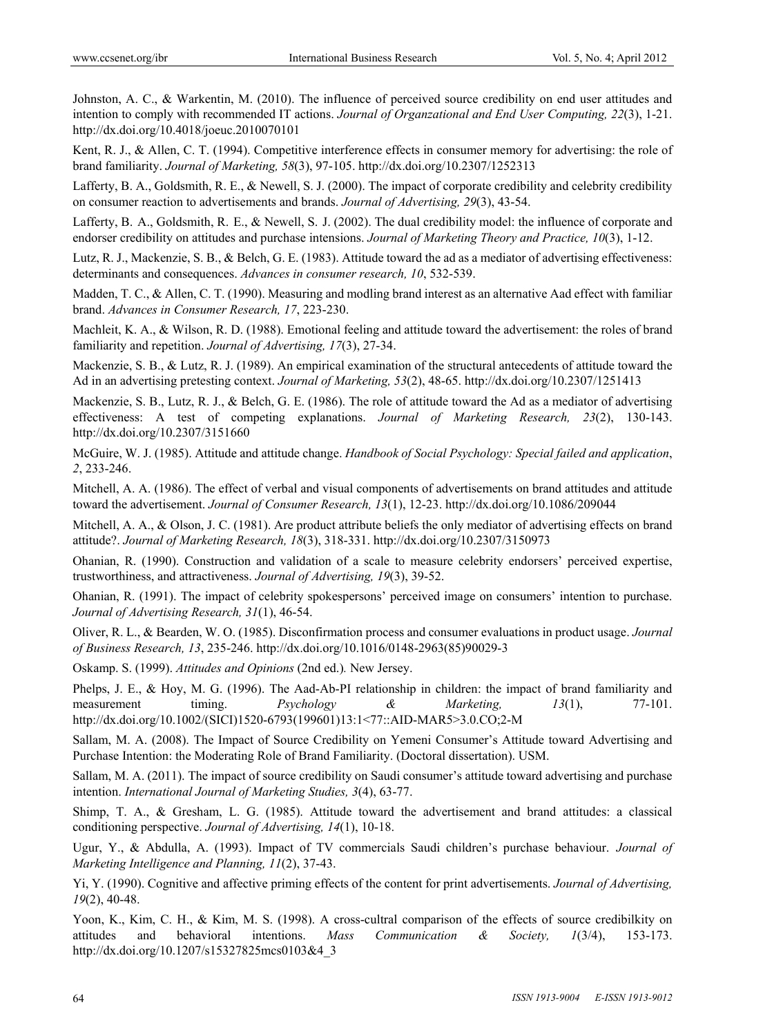Johnston, A. C., & Warkentin, M. (2010). The influence of perceived source credibility on end user attitudes and intention to comply with recommended IT actions. *Journal of Organzational and End User Computing, 22*(3), 1-21. http://dx.doi.org/10.4018/joeuc.2010070101

Kent, R. J., & Allen, C. T. (1994). Competitive interference effects in consumer memory for advertising: the role of brand familiarity. *Journal of Marketing, 58*(3), 97-105. http://dx.doi.org/10.2307/1252313

Lafferty, B. A., Goldsmith, R. E., & Newell, S. J. (2000). The impact of corporate credibility and celebrity credibility on consumer reaction to advertisements and brands. *Journal of Advertising, 29*(3), 43-54.

Lafferty, B. A., Goldsmith, R. E., & Newell, S. J. (2002). The dual credibility model: the influence of corporate and endorser credibility on attitudes and purchase intensions. *Journal of Marketing Theory and Practice, 10*(3), 1-12.

Lutz, R. J., Mackenzie, S. B., & Belch, G. E. (1983). Attitude toward the ad as a mediator of advertising effectiveness: determinants and consequences. *Advances in consumer research, 10*, 532-539.

Madden, T. C., & Allen, C. T. (1990). Measuring and modling brand interest as an alternative Aad effect with familiar brand. *Advances in Consumer Research, 17*, 223-230.

Machleit, K. A., & Wilson, R. D. (1988). Emotional feeling and attitude toward the advertisement: the roles of brand familiarity and repetition. *Journal of Advertising, 17*(3), 27-34.

Mackenzie, S. B., & Lutz, R. J. (1989). An empirical examination of the structural antecedents of attitude toward the Ad in an advertising pretesting context. *Journal of Marketing, 53*(2), 48-65. http://dx.doi.org/10.2307/1251413

Mackenzie, S. B., Lutz, R. J., & Belch, G. E. (1986). The role of attitude toward the Ad as a mediator of advertising effectiveness: A test of competing explanations. *Journal of Marketing Research, 23*(2), 130-143. http://dx.doi.org/10.2307/3151660

McGuire, W. J. (1985). Attitude and attitude change. *Handbook of Social Psychology: Special failed and application*, *2*, 233-246.

Mitchell, A. A. (1986). The effect of verbal and visual components of advertisements on brand attitudes and attitude toward the advertisement. *Journal of Consumer Research, 13*(1), 12-23. http://dx.doi.org/10.1086/209044

Mitchell, A. A., & Olson, J. C. (1981). Are product attribute beliefs the only mediator of advertising effects on brand attitude?. *Journal of Marketing Research, 18*(3), 318-331. http://dx.doi.org/10.2307/3150973

Ohanian, R. (1990). Construction and validation of a scale to measure celebrity endorsers' perceived expertise, trustworthiness, and attractiveness. *Journal of Advertising, 19*(3), 39-52.

Ohanian, R. (1991). The impact of celebrity spokespersons' perceived image on consumers' intention to purchase. *Journal of Advertising Research, 31*(1), 46-54.

Oliver, R. L., & Bearden, W. O. (1985). Disconfirmation process and consumer evaluations in product usage. *Journal of Business Research, 13*, 235-246. http://dx.doi.org/10.1016/0148-2963(85)90029-3

Oskamp. S. (1999). *Attitudes and Opinions* (2nd ed.)*.* New Jersey.

Phelps, J. E., & Hoy, M. G. (1996). The Aad-Ab-PI relationship in children: the impact of brand familiarity and measurement timing. *Psychology & Marketing, 13*(1), 77-101. http://dx.doi.org/10.1002/(SICI)1520-6793(199601)13:1<77::AID-MAR5>3.0.CO;2-M

Sallam, M. A. (2008). The Impact of Source Credibility on Yemeni Consumer's Attitude toward Advertising and Purchase Intention: the Moderating Role of Brand Familiarity. (Doctoral dissertation). USM.

Sallam, M. A. (2011). The impact of source credibility on Saudi consumer's attitude toward advertising and purchase intention. *International Journal of Marketing Studies, 3*(4), 63-77.

Shimp, T. A., & Gresham, L. G. (1985). Attitude toward the advertisement and brand attitudes: a classical conditioning perspective. *Journal of Advertising, 14*(1), 10-18.

Ugur, Y., & Abdulla, A. (1993). Impact of TV commercials Saudi children's purchase behaviour. *Journal of Marketing Intelligence and Planning, 11*(2), 37-43.

Yi, Y. (1990). Cognitive and affective priming effects of the content for print advertisements. *Journal of Advertising, 19*(2), 40-48.

Yoon, K., Kim, C. H., & Kim, M. S. (1998). A cross-cultral comparison of the effects of source credibilkity on attitudes and behavioral intentions. *Mass Communication & Society, 1*(3/4), 153-173. http://dx.doi.org/10.1207/s15327825mcs0103&4_3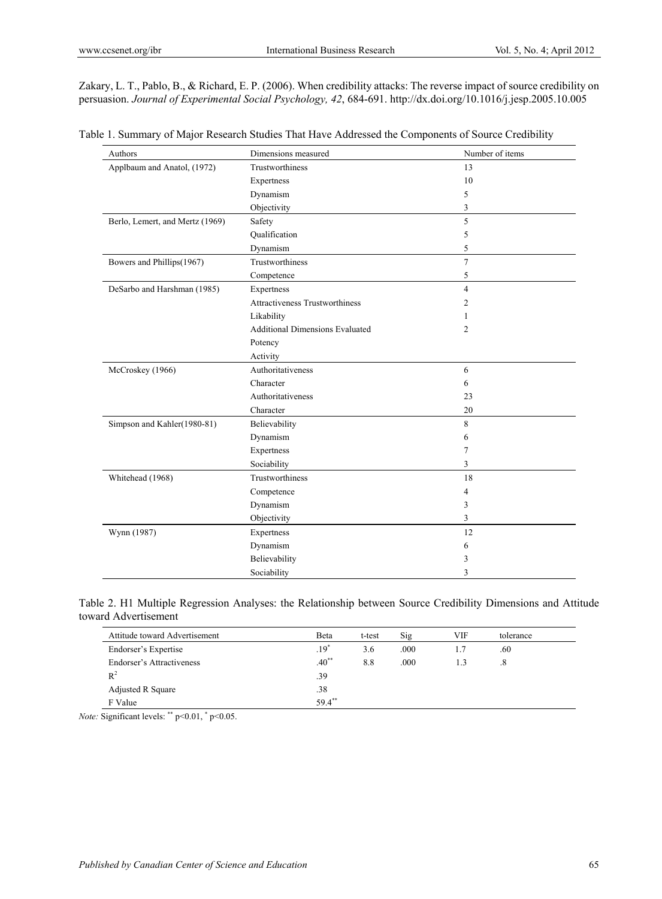Zakary, L. T., Pablo, B., & Richard, E. P. (2006). When credibility attacks: The reverse impact of source credibility on persuasion. *Journal of Experimental Social Psychology, 42*, 684-691. http://dx.doi.org/10.1016/j.jesp.2005.10.005

Table 1. Summary of Major Research Studies That Have Addressed the Components of Source Credibility

| Authors | Dimensions measured | Number of items |
|---|---|---|
| Applbaum and Anatol, (1972) | Trustworthiness | 13 |
| | Expertness | 10 |
| | Dynamism | 5 |
| | Objectivity | 3 |
| Berlo, Lemert, and Mertz (1969) | Safety | 5 |
| | Qualification | 5 |
| | Dynamism | 5 |
| Bowers and Phillips(1967) | Trustworthiness | 7 |
| | Competence | 5 |
| DeSarbo and Harshman (1985) | Expertness | 4 |
| | Attractiveness Trustworthiness | 2 |
| | Likability | 1 |
| | Additional Dimensions Evaluated | 2 |
| | Potency | |
| | Activity | |
| McCroskey (1966) | Authoritativeness | 6 |
| | Character | 6 |
| | Authoritativeness | 23 |
| | Character | 20 |
| Simpson and Kahler(1980-81) | Believability | 8 |
| | Dynamism | 6 |
| | Expertness | 7 |
| | Sociability | 3 |
| Whitehead (1968) | Trustworthiness | 18 |
| | Competence | 4 |
| | Dynamism | 3 |
| | Objectivity | 3 |
| Wynn (1987) | Expertness | 12 |
| | Dynamism | 6 |
| | Believability | 3 |
| | Sociability | 3 |

Table 2. H1 Multiple Regression Analyses: the Relationship between Source Credibility Dimensions and Attitude toward Advertisement

| Attitude toward Advertisement | Beta | t-test | Sig | VIF | tolerance |
|---|---|---|---|---|---|
| Endorser's Expertise | $.19^{*}$ | 3.6 | .000 | 1.7 | .60 |
| Endorser's Attractiveness | $.40^{**}$ | 8.8 | .000 | 1.3 | .8 |
| $R^2$ | .39 | | | | |
| Adjusted R Square | .38 | | | | |
| F Value | $59.4^{**}$ | | | | |

*Note:* Significant levels: $^{**}$ $p<0.01$, $^{*}$ $p<0.05$.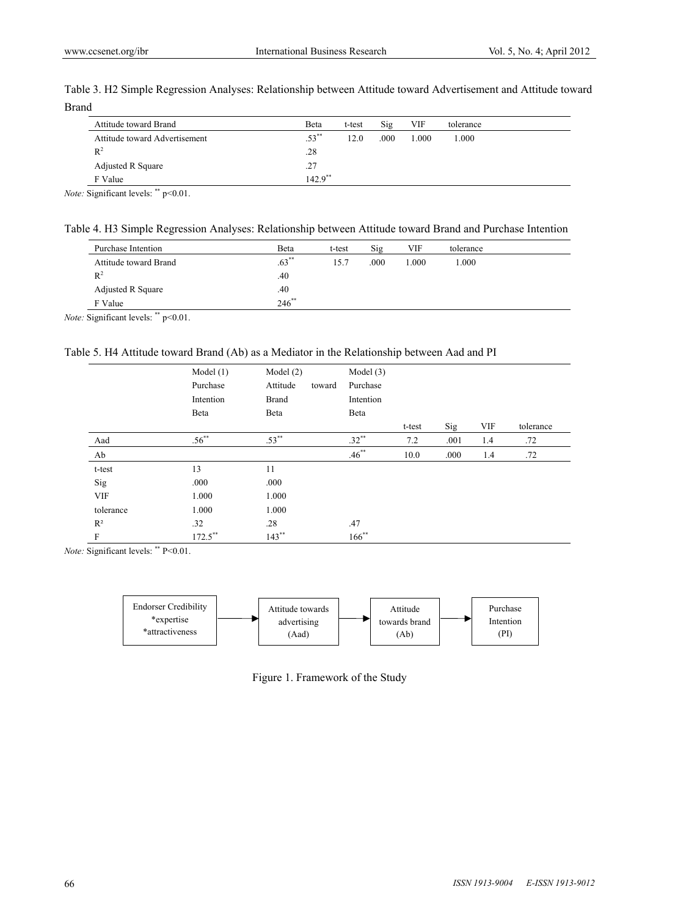Table 3. H2 Simple Regression Analyses: Relationship between Attitude toward Advertisement and Attitude toward Brand

| Attitude toward Brand | Beta | t-test | Sig | VIF | tolerance |
|---|---|---|---|---|---|
| Attitude toward Advertisement | .53** | 12.0 | .000 | 1.000 | 1.000 |
| $R^2$ | .28 | | | | |
| Adjusted R Square | .27 | | | | |
| F Value | 142.9** | | | | |

*Note:* Significant levels: ** p<0.01.

Table 4. H3 Simple Regression Analyses: Relationship between Attitude toward Brand and Purchase Intention

| Purchase Intention | Beta | t-test | Sig | VIF | tolerance |
|---|---|---|---|---|---|
| Attitude toward Brand | .63** | 15.7 | .000 | 1.000 | 1.000 |
| $R^2$ | .40 | | | | |
| Adjusted R Square | .40 | | | | |
| F Value | 246** | | | | |

*Note:* Significant levels: ** p<0.01.

Table 5. H4 Attitude toward Brand (Ab) as a Mediator in the Relationship between Aad and PI

| | Model (1) Purchase Intention Beta | Model (2) Attitude toward Brand Beta | Model (3) Purchase Intention Beta | t-test | Sig | VIF | tolerance |
|---|---|---|---|---|---|---|---|
| Aad | .56** | .53** | .32** | 7.2 | .001 | 1.4 | .72 |
| Ab | | | .46** | 10.0 | .000 | 1.4 | .72 |
| t-test | 13 | 11 | | | | | |
| Sig | .000 | .000 | | | | | |
| VIF | 1.000 | 1.000 | | | | | |
| tolerance | 1.000 | 1.000 | | | | | |
| $R^2$ | .32 | .28 | .47 | | | | |
| F | 172.5** | 143** | 166** | | | | |

*Note:* Significant levels: ** P<0.01.

Endorser Credibility
*expertise
*attractiveness

Attitude towards advertising (Aad)

Attitude towards brand (Ab)

Purchase Intention (PI)

Figure 1. Framework of the Study